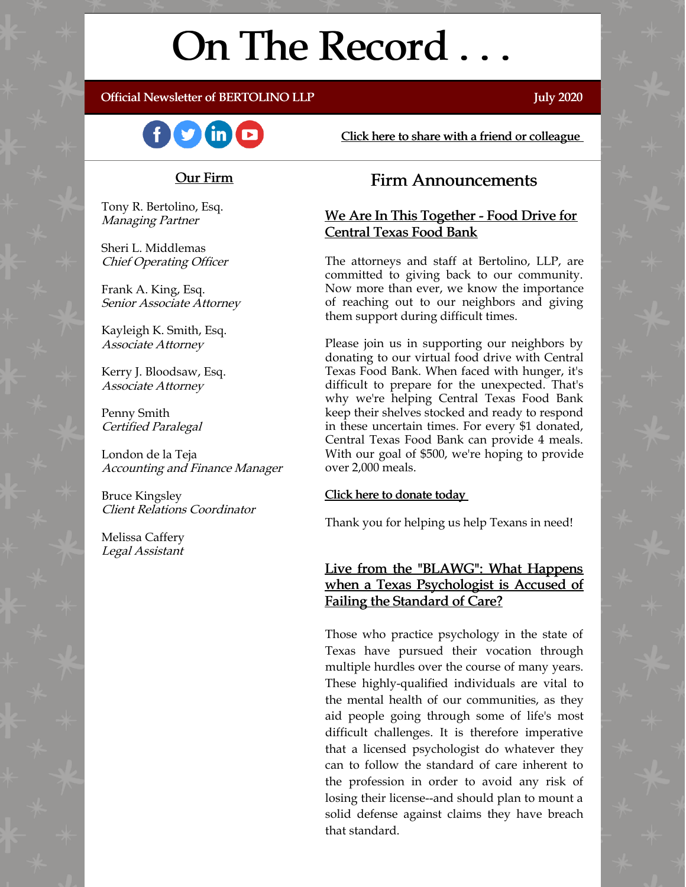# On The Record . . .

Official Newsletter of BERTOLINO LLP

July 2020

Click here to share with a friend or colleague

## Our Firm

Tony R. Bertolino, Esq.
*Managing Partner*

Sheri L. Middlemas
*Chief Operating Officer*

Frank A. King, Esq.
*Senior Associate Attorney*

Kayleigh K. Smith, Esq.
*Associate Attorney*

Kerry J. Bloodsaw, Esq.
*Associate Attorney*

Penny Smith
*Certified Paralegal*

London de la Teja
*Accounting and Finance Manager*

Bruce Kingsley
*Client Relations Coordinator*

Melissa Caffery
*Legal Assistant*

## Firm Announcements

### We Are In This Together - Food Drive for Central Texas Food Bank

The attorneys and staff at Bertolino, LLP, are committed to giving back to our community. Now more than ever, we know the importance of reaching out to our neighbors and giving them support during difficult times.

Please join us in supporting our neighbors by donating to our virtual food drive with Central Texas Food Bank. When faced with hunger, it's difficult to prepare for the unexpected. That's why we're helping Central Texas Food Bank keep their shelves stocked and ready to respond in these uncertain times. For every $1 donated, Central Texas Food Bank can provide 4 meals. With our goal of $500, we're hoping to provide over 2,000 meals.

Click here to donate today

Thank you for helping us help Texans in need!

### Live from the "BLAWG": What Happens when a Texas Psychologist is Accused of Failing the Standard of Care?

Those who practice psychology in the state of Texas have pursued their vocation through multiple hurdles over the course of many years. These highly-qualified individuals are vital to the mental health of our communities, as they aid people going through some of life's most difficult challenges. It is therefore imperative that a licensed psychologist do whatever they can to follow the standard of care inherent to the profession in order to avoid any risk of losing their license--and should plan to mount a solid defense against claims they have breach that standard.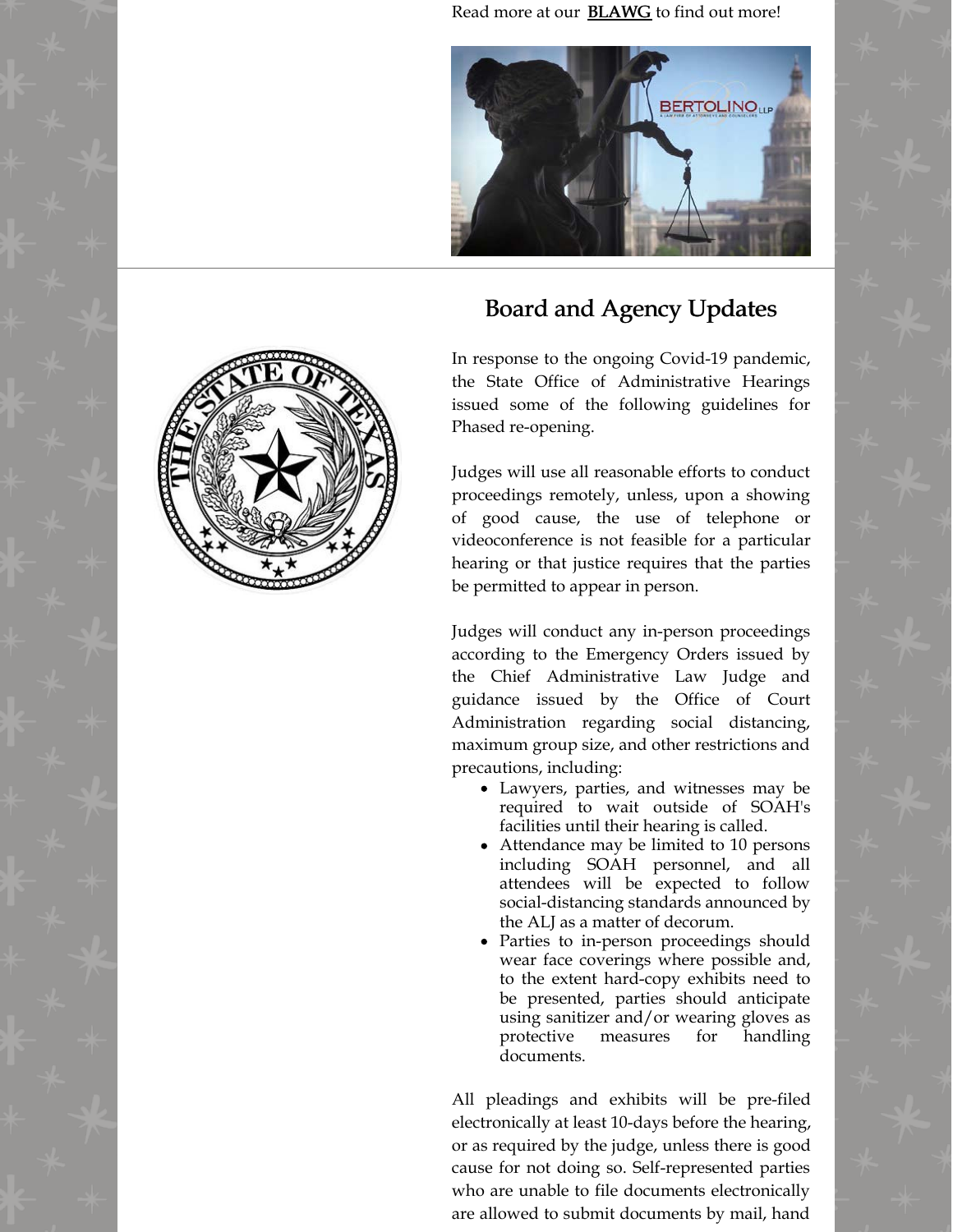Read more at our **BLAWG** to find out more!

## Board and Agency Updates

In response to the ongoing Covid-19 pandemic, the State Office of Administrative Hearings issued some of the following guidelines for Phased re-opening.

Judges will use all reasonable efforts to conduct proceedings remotely, unless, upon a showing of good cause, the use of telephone or videoconference is not feasible for a particular hearing or that justice requires that the parties be permitted to appear in person.

Judges will conduct any in-person proceedings according to the Emergency Orders issued by the Chief Administrative Law Judge and guidance issued by the Office of Court Administration regarding social distancing, maximum group size, and other restrictions and precautions, including:

- Lawyers, parties, and witnesses may be required to wait outside of SOAH's facilities until their hearing is called.
- Attendance may be limited to 10 persons including SOAH personnel, and all attendees will be expected to follow social-distancing standards announced by the ALJ as a matter of decorum.
- Parties to in-person proceedings should wear face coverings where possible and, to the extent hard-copy exhibits need to be presented, parties should anticipate using sanitizer and/or wearing gloves as protective measures for handling documents.

All pleadings and exhibits will be pre-filed electronically at least 10-days before the hearing, or as required by the judge, unless there is good cause for not doing so. Self-represented parties who are unable to file documents electronically are allowed to submit documents by mail, hand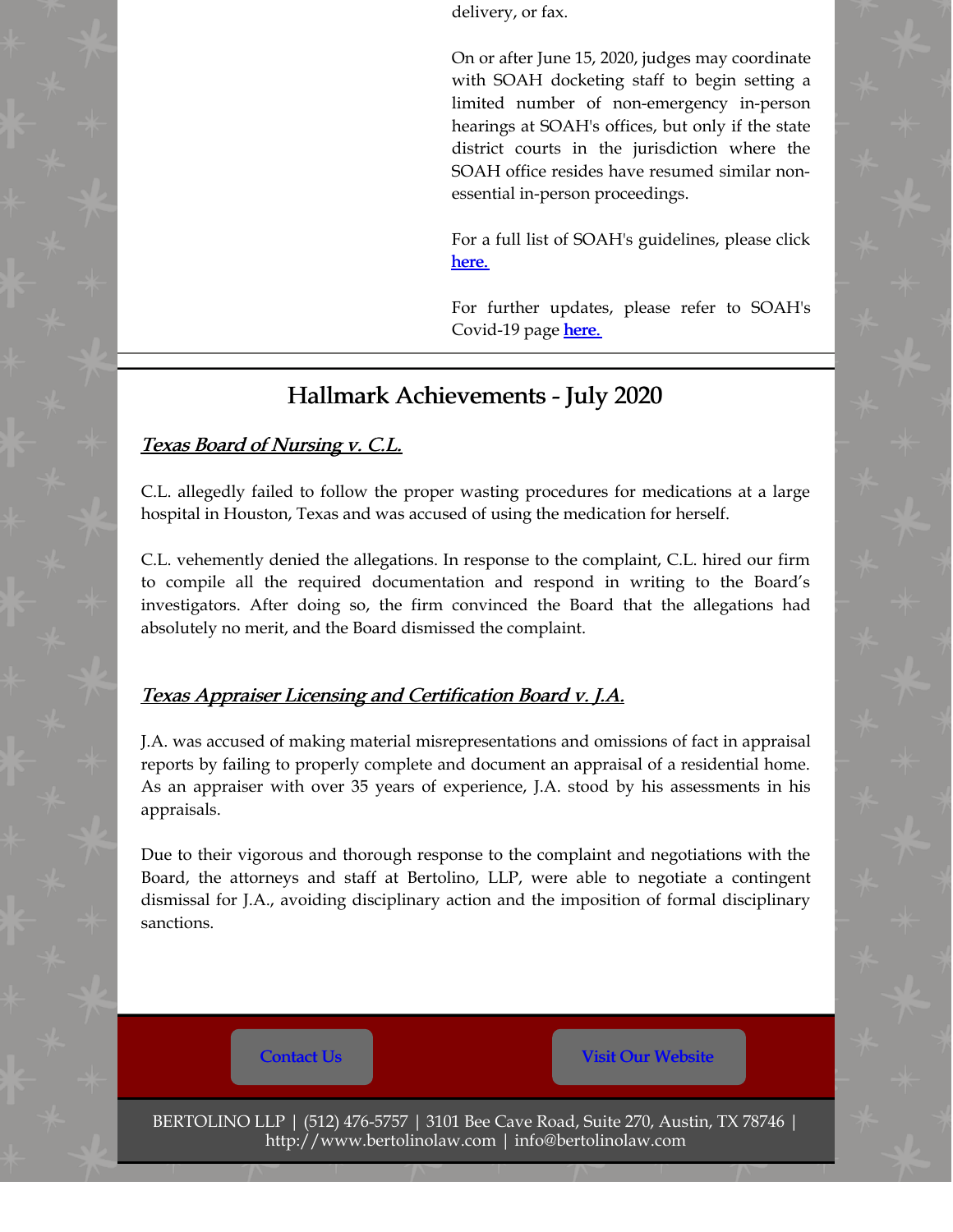delivery, or fax.

On or after June 15, 2020, judges may coordinate with SOAH docketing staff to begin setting a limited number of non-emergency in-person hearings at SOAH's offices, but only if the state district courts in the jurisdiction where the SOAH office resides have resumed similar non-essential in-person proceedings.

For a full list of SOAH's guidelines, please click **here.**

For further updates, please refer to SOAH's Covid-19 page **here.**

## Hallmark Achievements - July 2020

### *Texas Board of Nursing v. C.L.*

C.L. allegedly failed to follow the proper wasting procedures for medications at a large hospital in Houston, Texas and was accused of using the medication for herself.

C.L. vehemently denied the allegations. In response to the complaint, C.L. hired our firm to compile all the required documentation and respond in writing to the Board's investigators. After doing so, the firm convinced the Board that the allegations had absolutely no merit, and the Board dismissed the complaint.

### *Texas Appraiser Licensing and Certification Board v. J.A.*

J.A. was accused of making material misrepresentations and omissions of fact in appraisal reports by failing to properly complete and document an appraisal of a residential home. As an appraiser with over 35 years of experience, J.A. stood by his assessments in his appraisals.

Due to their vigorous and thorough response to the complaint and negotiations with the Board, the attorneys and staff at Bertolino, LLP, were able to negotiate a contingent dismissal for J.A., avoiding disciplinary action and the imposition of formal disciplinary sanctions.

Contact Us

Visit Our Website

BERTOLINO LLP | (512) 476-5757 | 3101 Bee Cave Road, Suite 270, Austin, TX 78746 | http://www.bertolinolaw.com | info@bertolinolaw.com